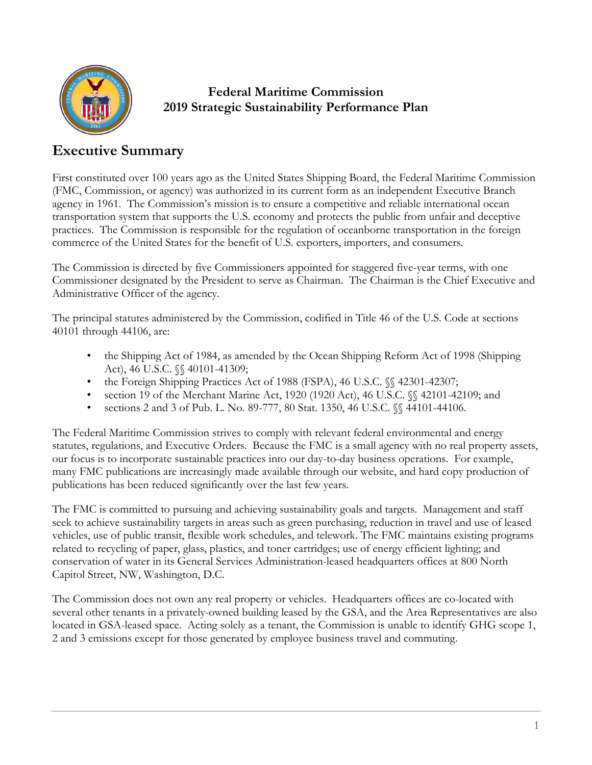# Federal Maritime Commission
# 2019 Strategic Sustainability Performance Plan

## Executive Summary

First constituted over 100 years ago as the United States Shipping Board, the Federal Maritime Commission (FMC, Commission, or agency) was authorized in its current form as an independent Executive Branch agency in 1961. The Commission's mission is to ensure a competitive and reliable international ocean transportation system that supports the U.S. economy and protects the public from unfair and deceptive practices. The Commission is responsible for the regulation of oceanborne transportation in the foreign commerce of the United States for the benefit of U.S. exporters, importers, and consumers.

The Commission is directed by five Commissioners appointed for staggered five-year terms, with one Commissioner designated by the President to serve as Chairman. The Chairman is the Chief Executive and Administrative Officer of the agency.

The principal statutes administered by the Commission, codified in Title 46 of the U.S. Code at sections 40101 through 44106, are:

- the Shipping Act of 1984, as amended by the Ocean Shipping Reform Act of 1998 (Shipping Act), 46 U.S.C. §§ 40101-41309;
- the Foreign Shipping Practices Act of 1988 (FSPA), 46 U.S.C. §§ 42301-42307;
- section 19 of the Merchant Marine Act, 1920 (1920 Act), 46 U.S.C. §§ 42101-42109; and
- sections 2 and 3 of Pub. L. No. 89-777, 80 Stat. 1350, 46 U.S.C. §§ 44101-44106.

The Federal Maritime Commission strives to comply with relevant federal environmental and energy statutes, regulations, and Executive Orders. Because the FMC is a small agency with no real property assets, our focus is to incorporate sustainable practices into our day-to-day business operations. For example, many FMC publications are increasingly made available through our website, and hard copy production of publications has been reduced significantly over the last few years.

The FMC is committed to pursuing and achieving sustainability goals and targets. Management and staff seek to achieve sustainability targets in areas such as green purchasing, reduction in travel and use of leased vehicles, use of public transit, flexible work schedules, and telework. The FMC maintains existing programs related to recycling of paper, glass, plastics, and toner cartridges; use of energy efficient lighting; and conservation of water in its General Services Administration-leased headquarters offices at 800 North Capitol Street, NW, Washington, D.C.

The Commission does not own any real property or vehicles. Headquarters offices are co-located with several other tenants in a privately-owned building leased by the GSA, and the Area Representatives are also located in GSA-leased space. Acting solely as a tenant, the Commission is unable to identify GHG scope 1, 2 and 3 emissions except for those generated by employee business travel and commuting.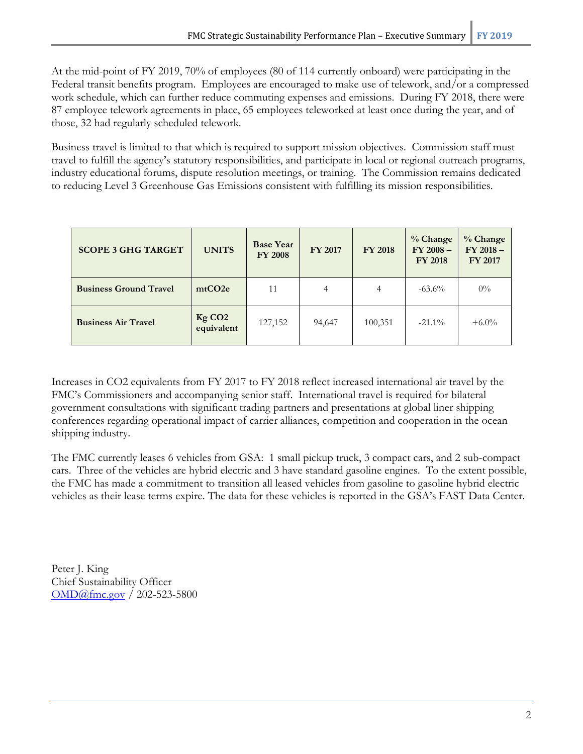At the mid-point of FY 2019, 70% of employees (80 of 114 currently onboard) were participating in the Federal transit benefits program. Employees are encouraged to make use of telework, and/or a compressed work schedule, which can further reduce commuting expenses and emissions. During FY 2018, there were 87 employee telework agreements in place, 65 employees teleworked at least once during the year, and of those, 32 had regularly scheduled telework.

Business travel is limited to that which is required to support mission objectives. Commission staff must travel to fulfill the agency's statutory responsibilities, and participate in local or regional outreach programs, industry educational forums, dispute resolution meetings, or training. The Commission remains dedicated to reducing Level 3 Greenhouse Gas Emissions consistent with fulfilling its mission responsibilities.

| SCOPE 3 GHG TARGET | UNITS | Base Year FY 2008 | FY 2017 | FY 2018 | % Change FY 2008 – FY 2018 | % Change FY 2018 – FY 2017 |
|---|---|---|---|---|---|---|
| **Business Ground Travel** | **mtCO2e** | 11 | 4 | 4 | -63.6% | 0% |
| **Business Air Travel** | **Kg CO2 equivalent** | 127,152 | 94,647 | 100,351 | -21.1% | +6.0% |

Increases in CO2 equivalents from FY 2017 to FY 2018 reflect increased international air travel by the FMC's Commissioners and accompanying senior staff. International travel is required for bilateral government consultations with significant trading partners and presentations at global liner shipping conferences regarding operational impact of carrier alliances, competition and cooperation in the ocean shipping industry.

The FMC currently leases 6 vehicles from GSA: 1 small pickup truck, 3 compact cars, and 2 sub-compact cars. Three of the vehicles are hybrid electric and 3 have standard gasoline engines. To the extent possible, the FMC has made a commitment to transition all leased vehicles from gasoline to gasoline hybrid electric vehicles as their lease terms expire. The data for these vehicles is reported in the GSA's FAST Data Center.

Peter J. King  
Chief Sustainability Officer  
OMD@fmc.gov / 202-523-5800